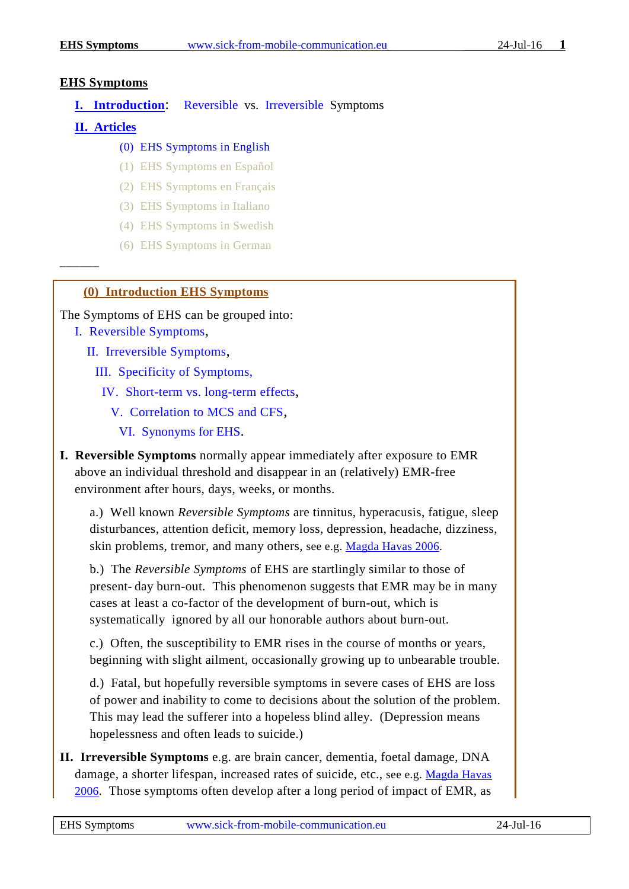# EHS Symptoms

**I. Introduction**: Reversible vs. Irreversible Symptoms

**II. Articles**

- (0) EHS Symptoms in English
- (1) EHS Symptoms en Español
- (2) EHS Symptoms en Français
- (3) EHS Symptoms in Italiano
- (4) EHS Symptoms in Swedish
- (6) EHS Symptoms in German

———

## (0) Introduction EHS Symptoms

The Symptoms of EHS can be grouped into:

I. Reversible Symptoms,

II. Irreversible Symptoms,

III. Specificity of Symptoms,

IV. Short-term vs. long-term effects,

V. Correlation to MCS and CFS,

VI. Synonyms for EHS.

**I. Reversible Symptoms** normally appear immediately after exposure to EMR above an individual threshold and disappear in an (relatively) EMR-free environment after hours, days, weeks, or months.

a.) Well known *Reversible Symptoms* are tinnitus, hyperacusis, fatigue, sleep disturbances, attention deficit, memory loss, depression, headache, dizziness, skin problems, tremor, and many others, see e.g. Magda Havas 2006.

b.) The *Reversible Symptoms* of EHS are startlingly similar to those of present- day burn-out. This phenomenon suggests that EMR may be in many cases at least a co-factor of the development of burn-out, which is systematically ignored by all our honorable authors about burn-out.

c.) Often, the susceptibility to EMR rises in the course of months or years, beginning with slight ailment, occasionally growing up to unbearable trouble.

d.) Fatal, but hopefully reversible symptoms in severe cases of EHS are loss of power and inability to come to decisions about the solution of the problem. This may lead the sufferer into a hopeless blind alley. (Depression means hopelessness and often leads to suicide.)

**II. Irreversible Symptoms** e.g. are brain cancer, dementia, foetal damage, DNA damage, a shorter lifespan, increased rates of suicide, etc., see e.g. Magda Havas 2006. Those symptoms often develop after a long period of impact of EMR, as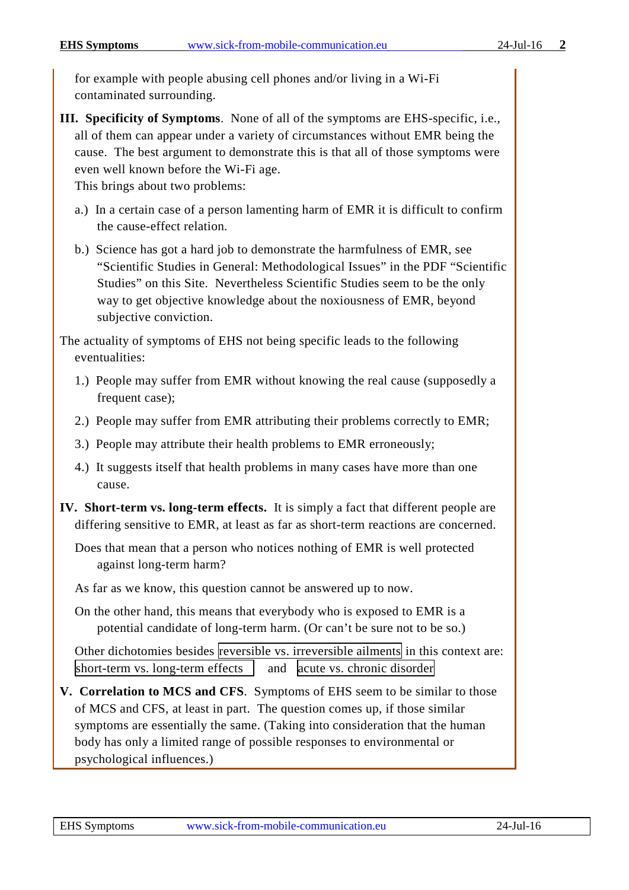for example with people abusing cell phones and/or living in a Wi-Fi contaminated surrounding.

**III. Specificity of Symptoms**. None of all of the symptoms are EHS-specific, i.e., all of them can appear under a variety of circumstances without EMR being the cause. The best argument to demonstrate this is that all of those symptoms were even well known before the Wi-Fi age.
This brings about two problems:

a.) In a certain case of a person lamenting harm of EMR it is difficult to confirm the cause-effect relation.

b.) Science has got a hard job to demonstrate the harmfulness of EMR, see "Scientific Studies in General: Methodological Issues" in the PDF "Scientific Studies" on this Site. Nevertheless Scientific Studies seem to be the only way to get objective knowledge about the noxiousness of EMR, beyond subjective conviction.

The actuality of symptoms of EHS not being specific leads to the following eventualities:

1.) People may suffer from EMR without knowing the real cause (supposedly a frequent case);

2.) People may suffer from EMR attributing their problems correctly to EMR;

3.) People may attribute their health problems to EMR erroneously;

4.) It suggests itself that health problems in many cases have more than one cause.

**IV. Short-term vs. long-term effects.** It is simply a fact that different people are differing sensitive to EMR, at least as far as short-term reactions are concerned.

Does that mean that a person who notices nothing of EMR is well protected against long-term harm?

As far as we know, this question cannot be answered up to now.

On the other hand, this means that everybody who is exposed to EMR is a potential candidate of long-term harm. (Or can't be sure not to be so.)

Other dichotomies besides reversible vs. irreversible ailments in this context are: short-term vs. long-term effects and acute vs. chronic disorder

**V. Correlation to MCS and CFS**. Symptoms of EHS seem to be similar to those of MCS and CFS, at least in part. The question comes up, if those similar symptoms are essentially the same. (Taking into consideration that the human body has only a limited range of possible responses to environmental or psychological influences.)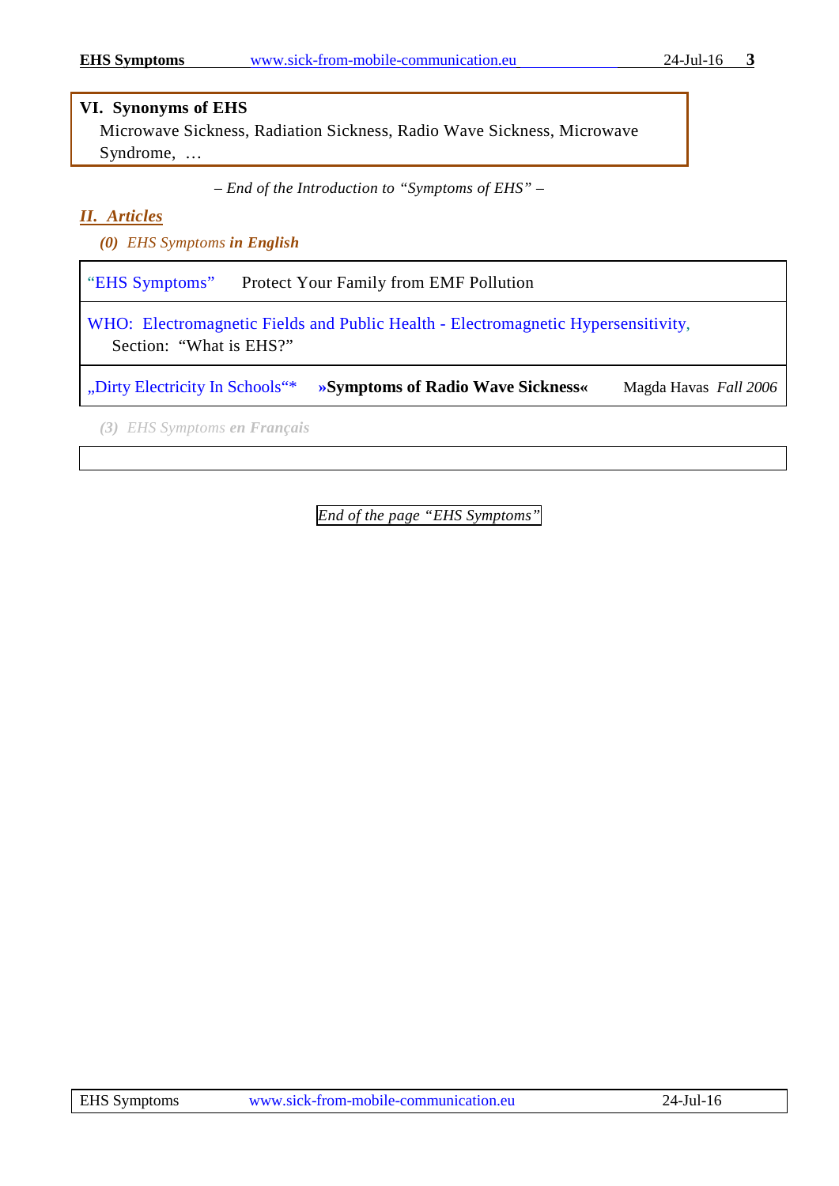**VI. Synonyms of EHS**

Microwave Sickness, Radiation Sickness, Radio Wave Sickness, Microwave Syndrome, …

*– End of the Introduction to "Symptoms of EHS" –*

## *II. Articles*

*(0) EHS Symptoms* ***in English***

| | | |
|---|---|---|
| "EHS Symptoms" | Protect Your Family from EMF Pollution | |
| WHO: Electromagnetic Fields and Public Health - Electromagnetic Hypersensitivity, Section: "What is EHS?" | | |
| „Dirty Electricity In Schools"* | **»Symptoms of Radio Wave Sickness«** | Magda Havas *Fall 2006* |

*(3) EHS Symptoms* ***en Français***

| |
|---|
| |

*End of the page "EHS Symptoms"*